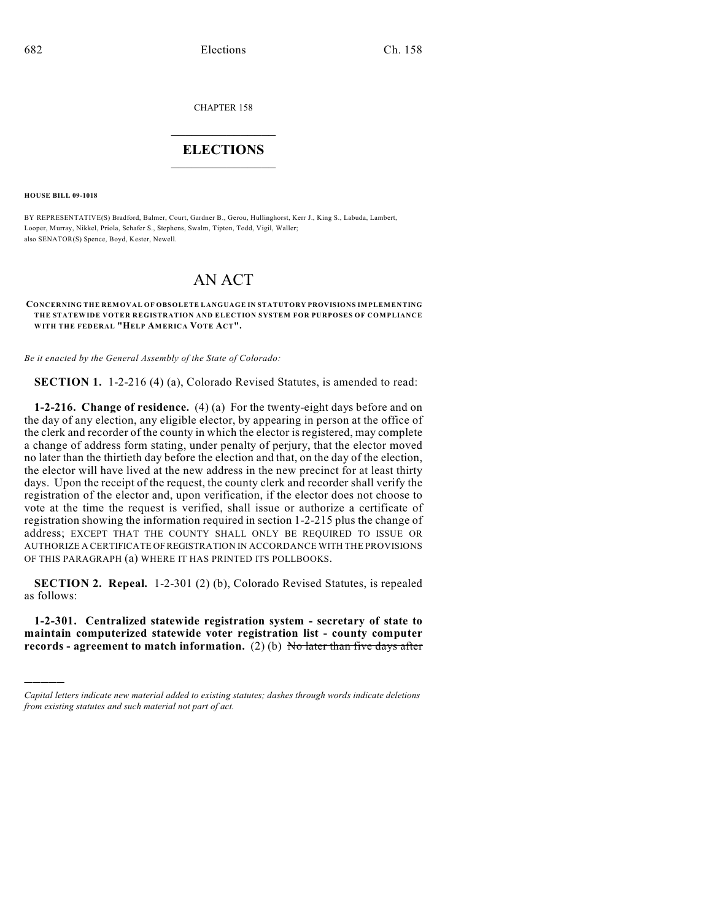CHAPTER 158

# ELECTIONS

**HOUSE BILL 09-1018**

BY REPRESENTATIVE(S) Bradford, Balmer, Court, Gardner B., Gerou, Hullinghorst, Kerr J., King S., Labuda, Lambert, Looper, Murray, Nikkel, Priola, Schafer S., Stephens, Swalm, Tipton, Todd, Vigil, Waller; also SENATOR(S) Spence, Boyd, Kester, Newell.

# AN ACT

**CONCERNING THE REMOVAL OF OBSOLETE LANGUAGE IN STATUTORY PROVISIONS IMPLEMENTING THE STATEWIDE VOTER REGISTRATION AND ELECTION SYSTEM FOR PURPOSES OF COMPLIANCE WITH THE FEDERAL "HELP AMERICA VOTE ACT".**

*Be it enacted by the General Assembly of the State of Colorado:*

**SECTION 1.** 1-2-216 (4) (a), Colorado Revised Statutes, is amended to read:

**1-2-216. Change of residence.** (4) (a) For the twenty-eight days before and on the day of any election, any eligible elector, by appearing in person at the office of the clerk and recorder of the county in which the elector is registered, may complete a change of address form stating, under penalty of perjury, that the elector moved no later than the thirtieth day before the election and that, on the day of the election, the elector will have lived at the new address in the new precinct for at least thirty days. Upon the receipt of the request, the county clerk and recorder shall verify the registration of the elector and, upon verification, if the elector does not choose to vote at the time the request is verified, shall issue or authorize a certificate of registration showing the information required in section 1-2-215 plus the change of address; EXCEPT THAT THE COUNTY SHALL ONLY BE REQUIRED TO ISSUE OR AUTHORIZE A CERTIFICATE OF REGISTRATION IN ACCORDANCE WITH THE PROVISIONS OF THIS PARAGRAPH (a) WHERE IT HAS PRINTED ITS POLLBOOKS.

**SECTION 2. Repeal.** 1-2-301 (2) (b), Colorado Revised Statutes, is repealed as follows:

**1-2-301. Centralized statewide registration system - secretary of state to maintain computerized statewide voter registration list - county computer records - agreement to match information.** (2) (b) ~~No later than five days after~~

---

*Capital letters indicate new material added to existing statutes; dashes through words indicate deletions from existing statutes and such material not part of act.*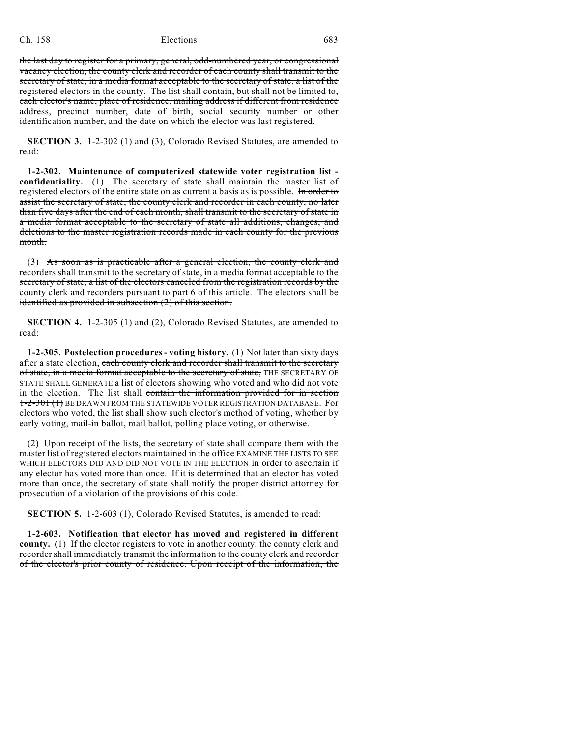~~the last day to register for a primary, general, odd-numbered year, or congressional vacancy election, the county clerk and recorder of each county shall transmit to the secretary of state, in a media format acceptable to the secretary of state, a list of the registered electors in the county. The list shall contain, but shall not be limited to, each elector's name, place of residence, mailing address if different from residence address, precinct number, date of birth, social security number or other identification number, and the date on which the elector was last registered.~~

**SECTION 3.** 1-2-302 (1) and (3), Colorado Revised Statutes, are amended to read:

**1-2-302. Maintenance of computerized statewide voter registration list - confidentiality.** (1) The secretary of state shall maintain the master list of registered electors of the entire state on as current a basis as is possible. ~~In order to assist the secretary of state, the county clerk and recorder in each county, no later than five days after the end of each month, shall transmit to the secretary of state in a media format acceptable to the secretary of state all additions, changes, and deletions to the master registration records made in each county for the previous month.~~

(3) ~~As soon as is practicable after a general election, the county clerk and recorders shall transmit to the secretary of state, in a media format acceptable to the secretary of state, a list of the electors canceled from the registration records by the county clerk and recorders pursuant to part 6 of this article. The electors shall be identified as provided in subsection (2) of this section.~~

**SECTION 4.** 1-2-305 (1) and (2), Colorado Revised Statutes, are amended to read:

**1-2-305. Postelection procedures - voting history.** (1) Not later than sixty days after a state election, ~~each county clerk and recorder shall transmit to the secretary of state, in a media format acceptable to the secretary of state,~~ THE SECRETARY OF STATE SHALL GENERATE a list of electors showing who voted and who did not vote in the election. The list shall ~~contain the information provided for in section 1-2-301 (1)~~ BE DRAWN FROM THE STATEWIDE VOTER REGISTRATION DATABASE. For electors who voted, the list shall show such elector's method of voting, whether by early voting, mail-in ballot, mail ballot, polling place voting, or otherwise.

(2) Upon receipt of the lists, the secretary of state shall ~~compare them with the master list of registered electors maintained in the office~~ EXAMINE THE LISTS TO SEE WHICH ELECTORS DID AND DID NOT VOTE IN THE ELECTION in order to ascertain if any elector has voted more than once. If it is determined that an elector has voted more than once, the secretary of state shall notify the proper district attorney for prosecution of a violation of the provisions of this code.

**SECTION 5.** 1-2-603 (1), Colorado Revised Statutes, is amended to read:

**1-2-603. Notification that elector has moved and registered in different county.** (1) If the elector registers to vote in another county, the county clerk and recorder ~~shall immediately transmit the information to the county clerk and recorder of the elector's prior county of residence. Upon receipt of the information, the~~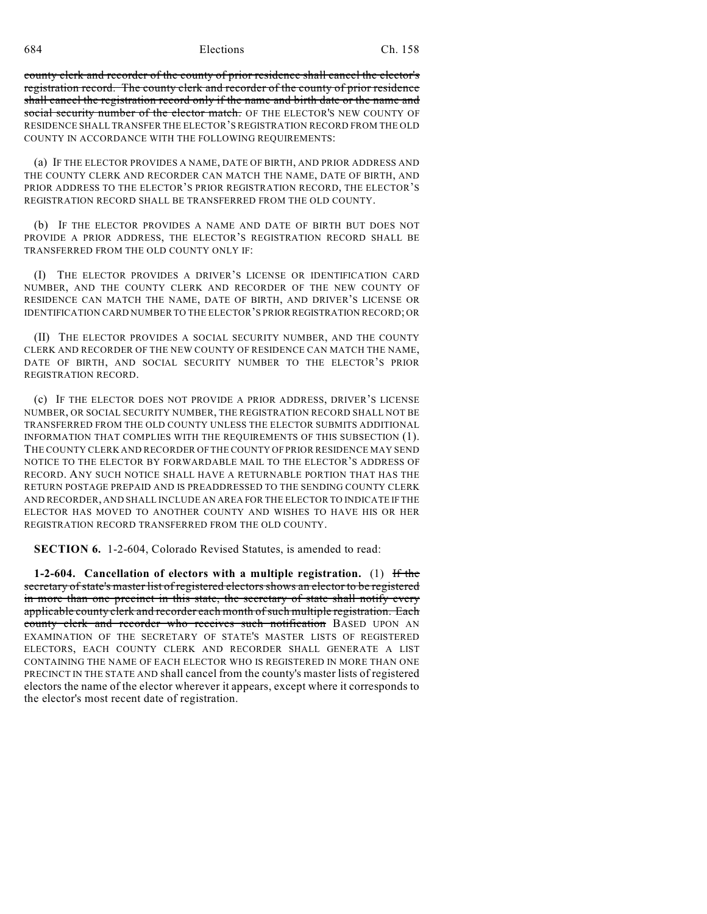~~county clerk and recorder of the county of prior residence shall cancel the elector's registration record. The county clerk and recorder of the county of prior residence shall cancel the registration record only if the name and birth date or the name and social security number of the elector match.~~ OF THE ELECTOR'S NEW COUNTY OF RESIDENCE SHALL TRANSFER THE ELECTOR'S REGISTRATION RECORD FROM THE OLD COUNTY IN ACCORDANCE WITH THE FOLLOWING REQUIREMENTS:

(a) IF THE ELECTOR PROVIDES A NAME, DATE OF BIRTH, AND PRIOR ADDRESS AND THE COUNTY CLERK AND RECORDER CAN MATCH THE NAME, DATE OF BIRTH, AND PRIOR ADDRESS TO THE ELECTOR'S PRIOR REGISTRATION RECORD, THE ELECTOR'S REGISTRATION RECORD SHALL BE TRANSFERRED FROM THE OLD COUNTY.

(b) IF THE ELECTOR PROVIDES A NAME AND DATE OF BIRTH BUT DOES NOT PROVIDE A PRIOR ADDRESS, THE ELECTOR'S REGISTRATION RECORD SHALL BE TRANSFERRED FROM THE OLD COUNTY ONLY IF:

(I) THE ELECTOR PROVIDES A DRIVER'S LICENSE OR IDENTIFICATION CARD NUMBER, AND THE COUNTY CLERK AND RECORDER OF THE NEW COUNTY OF RESIDENCE CAN MATCH THE NAME, DATE OF BIRTH, AND DRIVER'S LICENSE OR IDENTIFICATION CARD NUMBER TO THE ELECTOR'S PRIOR REGISTRATION RECORD; OR

(II) THE ELECTOR PROVIDES A SOCIAL SECURITY NUMBER, AND THE COUNTY CLERK AND RECORDER OF THE NEW COUNTY OF RESIDENCE CAN MATCH THE NAME, DATE OF BIRTH, AND SOCIAL SECURITY NUMBER TO THE ELECTOR'S PRIOR REGISTRATION RECORD.

(c) IF THE ELECTOR DOES NOT PROVIDE A PRIOR ADDRESS, DRIVER'S LICENSE NUMBER, OR SOCIAL SECURITY NUMBER, THE REGISTRATION RECORD SHALL NOT BE TRANSFERRED FROM THE OLD COUNTY UNLESS THE ELECTOR SUBMITS ADDITIONAL INFORMATION THAT COMPLIES WITH THE REQUIREMENTS OF THIS SUBSECTION (1). THE COUNTY CLERK AND RECORDER OF THE COUNTY OF PRIOR RESIDENCE MAY SEND NOTICE TO THE ELECTOR BY FORWARDABLE MAIL TO THE ELECTOR'S ADDRESS OF RECORD. ANY SUCH NOTICE SHALL HAVE A RETURNABLE PORTION THAT HAS THE RETURN POSTAGE PREPAID AND IS PREADDRESSED TO THE SENDING COUNTY CLERK AND RECORDER, AND SHALL INCLUDE AN AREA FOR THE ELECTOR TO INDICATE IF THE ELECTOR HAS MOVED TO ANOTHER COUNTY AND WISHES TO HAVE HIS OR HER REGISTRATION RECORD TRANSFERRED FROM THE OLD COUNTY.

**SECTION 6.** 1-2-604, Colorado Revised Statutes, is amended to read:

**1-2-604. Cancellation of electors with a multiple registration.** (1) ~~If the secretary of state's master list of registered electors shows an elector to be registered in more than one precinct in this state, the secretary of state shall notify every applicable county clerk and recorder each month of such multiple registration. Each county clerk and recorder who receives such notification~~ BASED UPON AN EXAMINATION OF THE SECRETARY OF STATE'S MASTER LISTS OF REGISTERED ELECTORS, EACH COUNTY CLERK AND RECORDER SHALL GENERATE A LIST CONTAINING THE NAME OF EACH ELECTOR WHO IS REGISTERED IN MORE THAN ONE PRECINCT IN THE STATE AND shall cancel from the county's master lists of registered electors the name of the elector wherever it appears, except where it corresponds to the elector's most recent date of registration.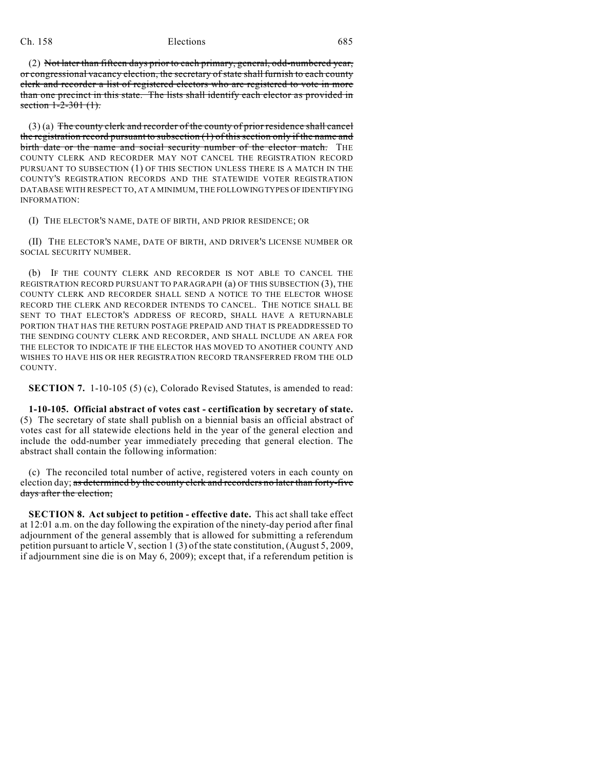(2) ~~Not later than fifteen days prior to each primary, general, odd-numbered year, or congressional vacancy election, the secretary of state shall furnish to each county clerk and recorder a list of registered electors who are registered to vote in more than one precinct in this state. The lists shall identify each elector as provided in section 1-2-301 (1).~~

(3) (a) ~~The county clerk and recorder of the county of prior residence shall cancel the registration record pursuant to subsection (1) of this section only if the name and birth date or the name and social security number of the elector match.~~ THE COUNTY CLERK AND RECORDER MAY NOT CANCEL THE REGISTRATION RECORD PURSUANT TO SUBSECTION (1) OF THIS SECTION UNLESS THERE IS A MATCH IN THE COUNTY'S REGISTRATION RECORDS AND THE STATEWIDE VOTER REGISTRATION DATABASE WITH RESPECT TO, AT A MINIMUM, THE FOLLOWING TYPES OF IDENTIFYING INFORMATION:

(I) THE ELECTOR'S NAME, DATE OF BIRTH, AND PRIOR RESIDENCE; OR

(II) THE ELECTOR'S NAME, DATE OF BIRTH, AND DRIVER'S LICENSE NUMBER OR SOCIAL SECURITY NUMBER.

(b) IF THE COUNTY CLERK AND RECORDER IS NOT ABLE TO CANCEL THE REGISTRATION RECORD PURSUANT TO PARAGRAPH (a) OF THIS SUBSECTION (3), THE COUNTY CLERK AND RECORDER SHALL SEND A NOTICE TO THE ELECTOR WHOSE RECORD THE CLERK AND RECORDER INTENDS TO CANCEL. THE NOTICE SHALL BE SENT TO THAT ELECTOR'S ADDRESS OF RECORD, SHALL HAVE A RETURNABLE PORTION THAT HAS THE RETURN POSTAGE PREPAID AND THAT IS PREADDRESSED TO THE SENDING COUNTY CLERK AND RECORDER, AND SHALL INCLUDE AN AREA FOR THE ELECTOR TO INDICATE IF THE ELECTOR HAS MOVED TO ANOTHER COUNTY AND WISHES TO HAVE HIS OR HER REGISTRATION RECORD TRANSFERRED FROM THE OLD COUNTY.

**SECTION 7.** 1-10-105 (5) (c), Colorado Revised Statutes, is amended to read:

**1-10-105. Official abstract of votes cast - certification by secretary of state.** (5) The secretary of state shall publish on a biennial basis an official abstract of votes cast for all statewide elections held in the year of the general election and include the odd-number year immediately preceding that general election. The abstract shall contain the following information:

(c) The reconciled total number of active, registered voters in each county on election day; ~~as determined by the county clerk and recorders no later than forty-five days after the election;~~

**SECTION 8. Act subject to petition - effective date.** This act shall take effect at 12:01 a.m. on the day following the expiration of the ninety-day period after final adjournment of the general assembly that is allowed for submitting a referendum petition pursuant to article V, section 1 (3) of the state constitution, (August 5, 2009, if adjournment sine die is on May 6, 2009); except that, if a referendum petition is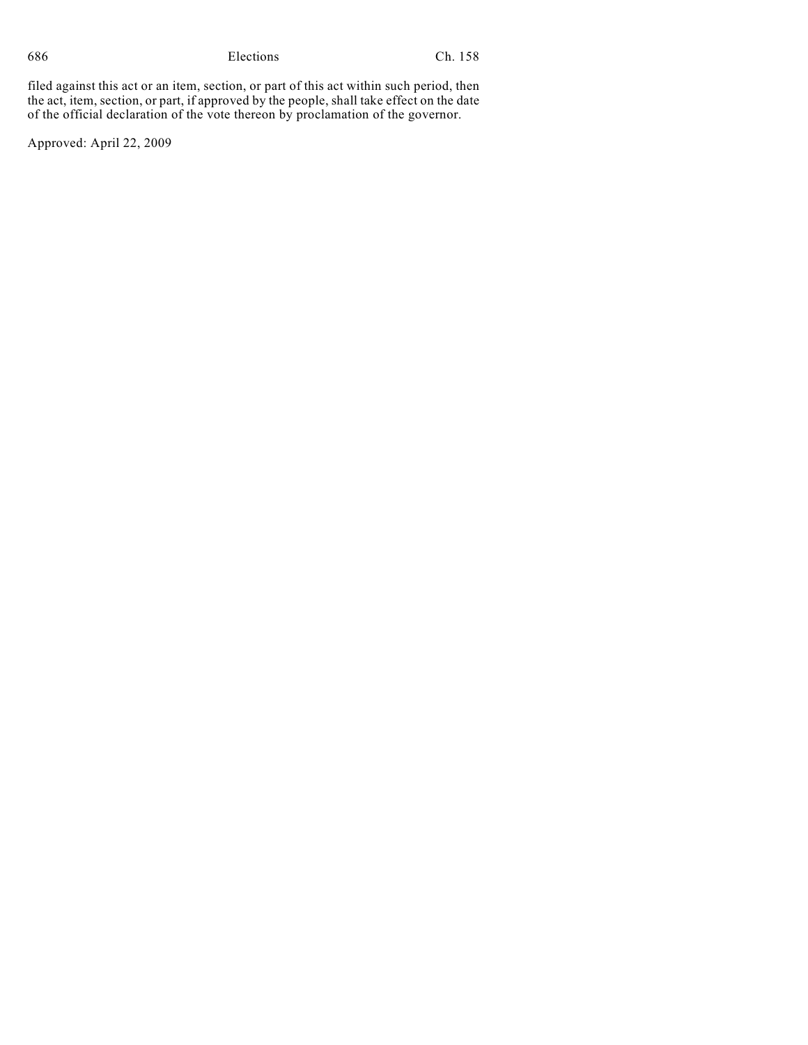filed against this act or an item, section, or part of this act within such period, then the act, item, section, or part, if approved by the people, shall take effect on the date of the official declaration of the vote thereon by proclamation of the governor.

Approved: April 22, 2009